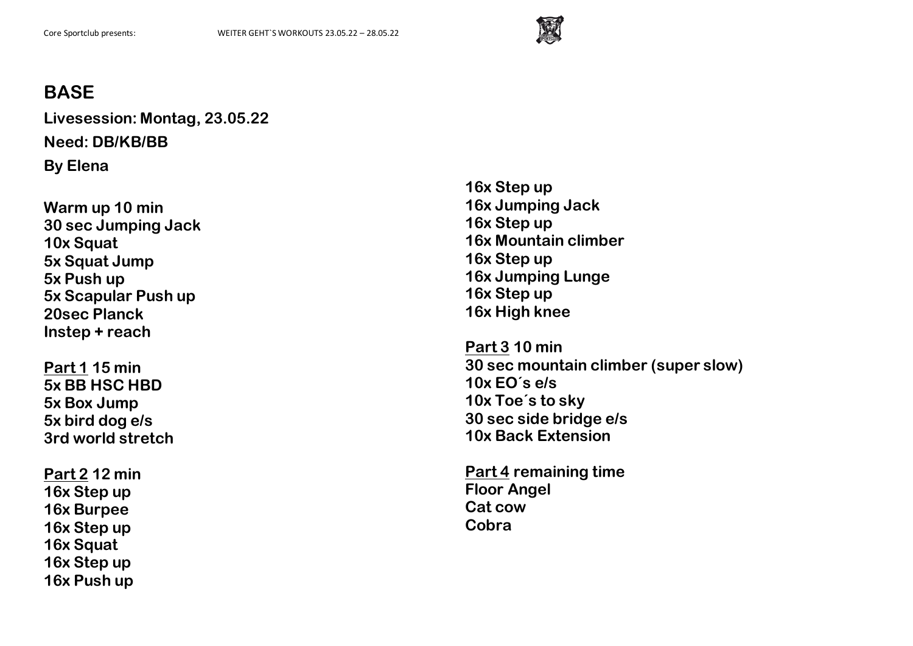# BASE

**Livesession: Montag, 23.05.22**

**Need: DB/KB/BB**

**By Elena**

**Warm up 10 min**
**30 sec Jumping Jack**
**10x Squat**
**5x Squat Jump**
**5x Push up**
**5x Scapular Push up**
**20sec Planck**
**Instep + reach**

**Part 1 15 min**
**5x BB HSC HBD**
**5x Box Jump**
**5x bird dog e/s**
**3rd world stretch**

**Part 2 12 min**
**16x Step up**
**16x Burpee**
**16x Step up**
**16x Squat**
**16x Step up**
**16x Push up**
**16x Step up**
**16x Jumping Jack**
**16x Step up**
**16x Mountain climber**
**16x Step up**
**16x Jumping Lunge**
**16x Step up**
**16x High knee**

**Part 3 10 min**
**30 sec mountain climber (super slow)**
**10x EO´s e/s**
**10x Toe´s to sky**
**30 sec side bridge e/s**
**10x Back Extension**

**Part 4 remaining time**
**Floor Angel**
**Cat cow**
**Cobra**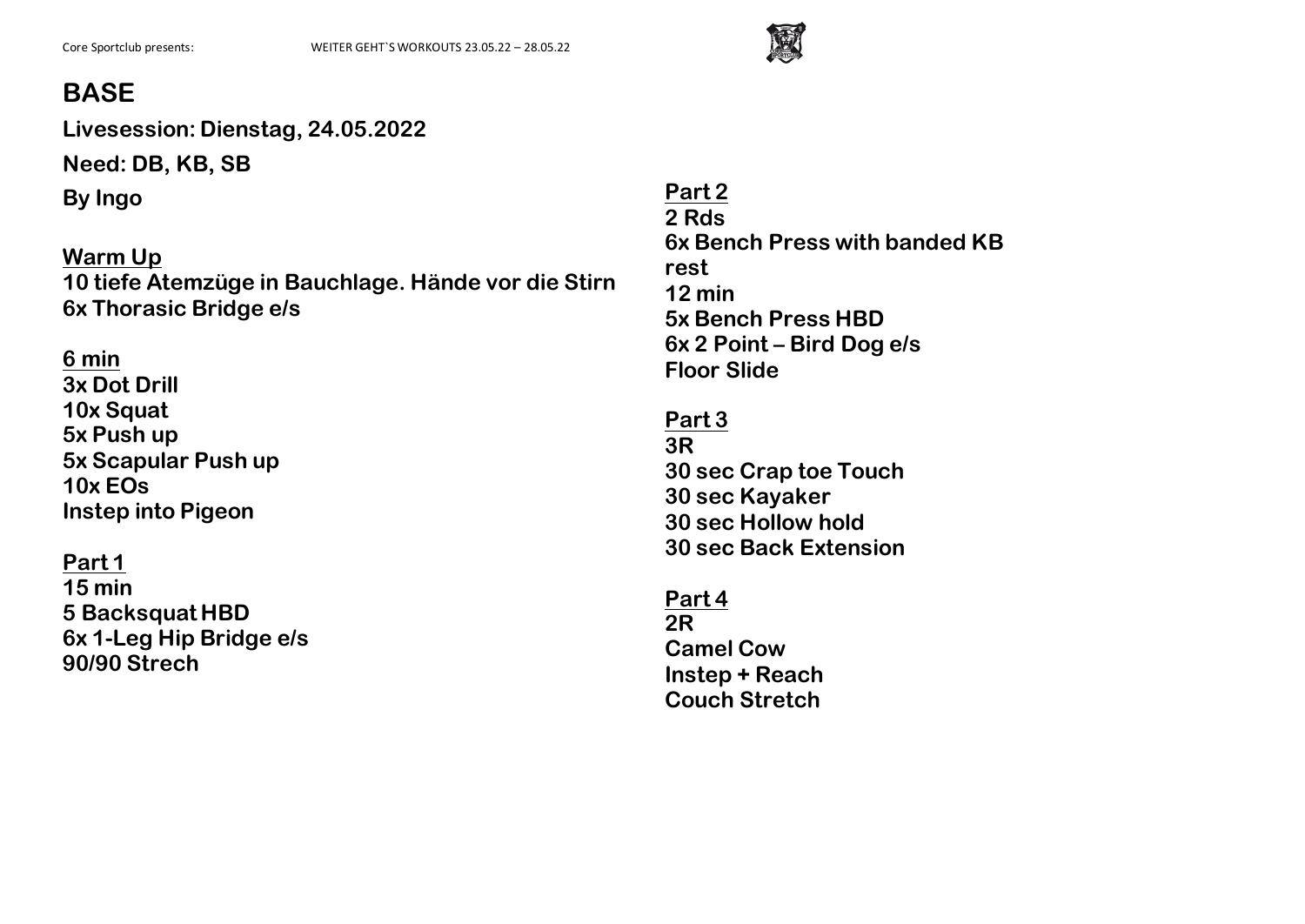# BASE

**Livesession: Dienstag, 24.05.2022**

**Need: DB, KB, SB**

**By Ingo**

**Warm Up**
**10 tiefe Atemzüge in Bauchlage. Hände vor die Stirn**
**6x Thorasic Bridge e/s**

**6 min**
**3x Dot Drill**
**10x Squat**
**5x Push up**
**5x Scapular Push up**
**10x EOs**
**Instep into Pigeon**

**Part 1**
**15 min**
**5 Backsquat HBD**
**6x 1-Leg Hip Bridge e/s**
**90/90 Strech**

**Part 2**
**2 Rds**
**6x Bench Press with banded KB**
**rest**
**12 min**
**5x Bench Press HBD**
**6x 2 Point – Bird Dog e/s**
**Floor Slide**

**Part 3**
**3R**
**30 sec Crap toe Touch**
**30 sec Kayaker**
**30 sec Hollow hold**
**30 sec Back Extension**

**Part 4**
**2R**
**Camel Cow**
**Instep + Reach**
**Couch Stretch**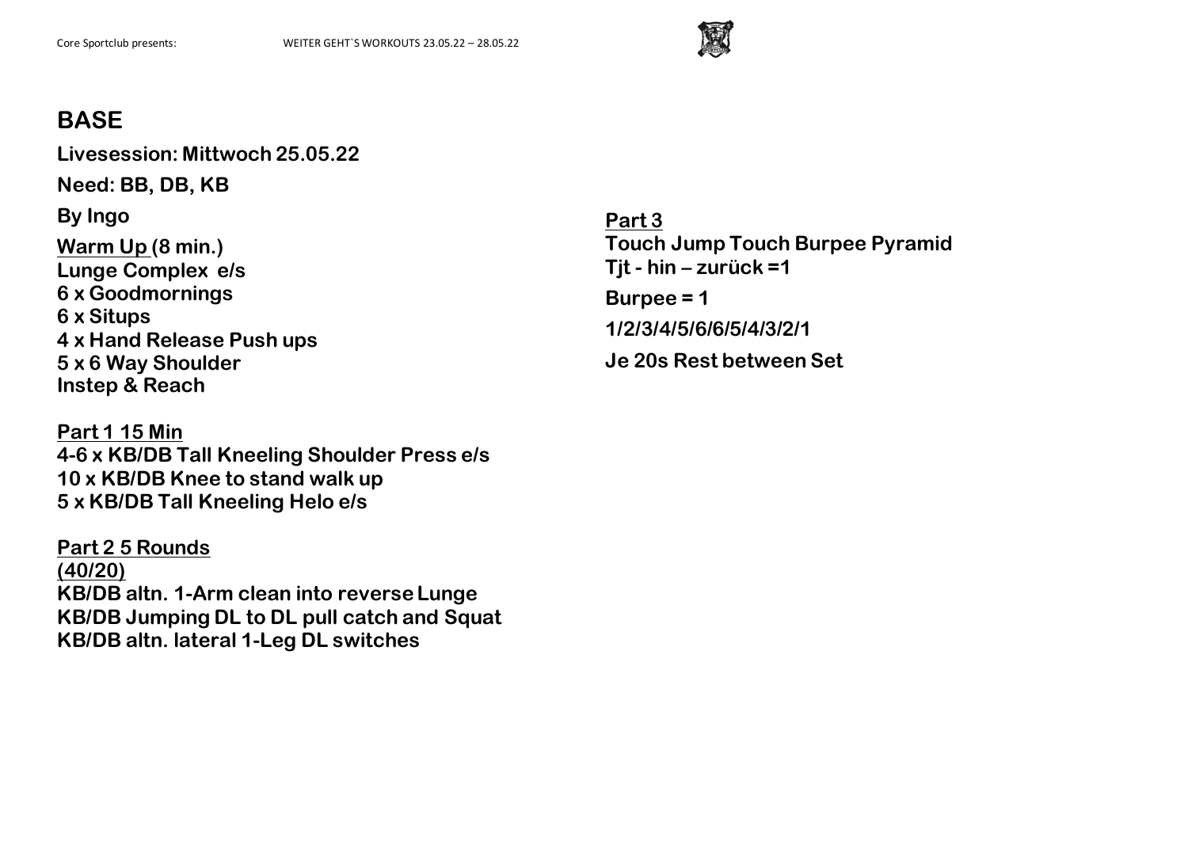# BASE

**Livesession: Mittwoch 25.05.22**

**Need: BB, DB, KB**

**By Ingo**

**<u>Warm Up</u> (8 min.)**
**Lunge Complex e/s**
**6 x Goodmornings**
**6 x Situps**
**4 x Hand Release Push ups**
**5 x 6 Way Shoulder**
**Instep & Reach**

**<u>Part 1 15 Min</u>**
**4-6 x KB/DB Tall Kneeling Shoulder Press e/s**
**10 x KB/DB Knee to stand walk up**
**5 x KB/DB Tall Kneeling Helo e/s**

**<u>Part 2 5 Rounds</u>**
**<u>(40/20)</u>**
**KB/DB altn. 1-Arm clean into reverse Lunge**
**KB/DB Jumping DL to DL pull catch and Squat**
**KB/DB altn. lateral 1-Leg DL switches**

**<u>Part 3</u>**
**Touch Jump Touch Burpee Pyramid**
**Tjt - hin – zurück =1**

**Burpee = 1**

**1/2/3/4/5/6/6/5/4/3/2/1**

**Je 20s Rest between Set**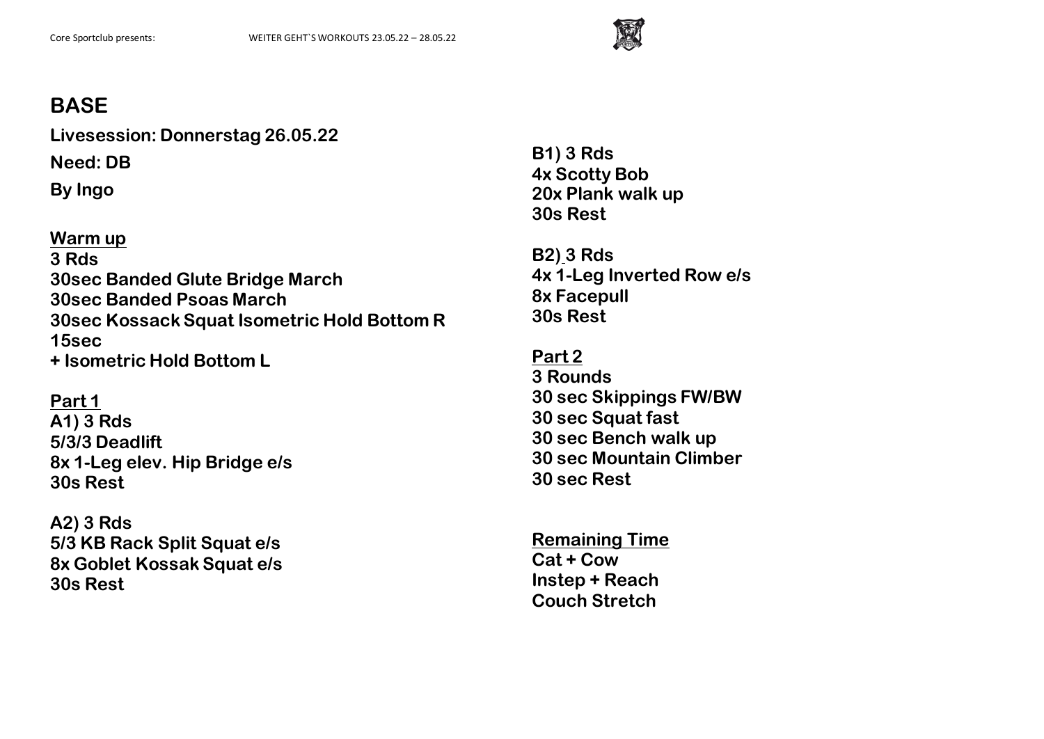# BASE

**Livesession: Donnerstag 26.05.22**

**Need: DB**

**By Ingo**

**Warm up**
**3 Rds**
**30sec Banded Glute Bridge March**
**30sec Banded Psoas March**
**30sec Kossack Squat Isometric Hold Bottom R 15sec**
**+ Isometric Hold Bottom L**

**Part 1**
**A1) 3 Rds**
**5/3/3 Deadlift**
**8x 1-Leg elev. Hip Bridge e/s**
**30s Rest**

**A2) 3 Rds**
**5/3 KB Rack Split Squat e/s**
**8x Goblet Kossak Squat e/s**
**30s Rest**

**B1) 3 Rds**
**4x Scotty Bob**
**20x Plank walk up**
**30s Rest**

**B2) 3 Rds**
**4x 1-Leg Inverted Row e/s**
**8x Facepull**
**30s Rest**

**Part 2**
**3 Rounds**
**30 sec Skippings FW/BW**
**30 sec Squat fast**
**30 sec Bench walk up**
**30 sec Mountain Climber**
**30 sec Rest**

**Remaining Time**
**Cat + Cow**
**Instep + Reach**
**Couch Stretch**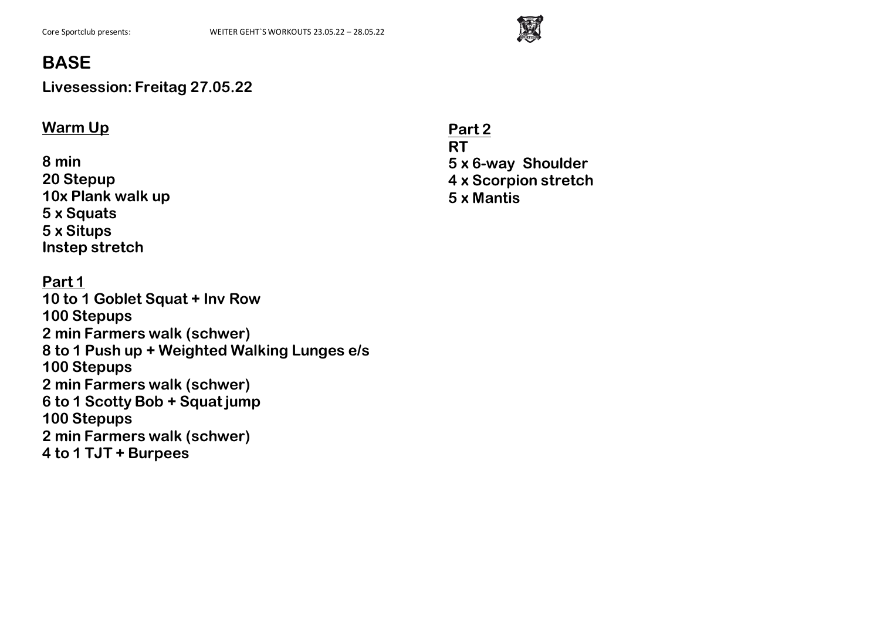# BASE

**Livesession: Freitag 27.05.22**

## Warm Up

**8 min**
**20 Stepup**
**10x Plank walk up**
**5 x Squats**
**5 x Situps**
**Instep stretch**

## Part 1

**10 to 1 Goblet Squat + Inv Row**
**100 Stepups**
**2 min Farmers walk (schwer)**
**8 to 1 Push up + Weighted Walking Lunges e/s**
**100 Stepups**
**2 min Farmers walk (schwer)**
**6 to 1 Scotty Bob + Squat jump**
**100 Stepups**
**2 min Farmers walk (schwer)**
**4 to 1 TJT + Burpees**

## Part 2

**RT**
**5 x 6-way Shoulder**
**4 x Scorpion stretch**
**5 x Mantis**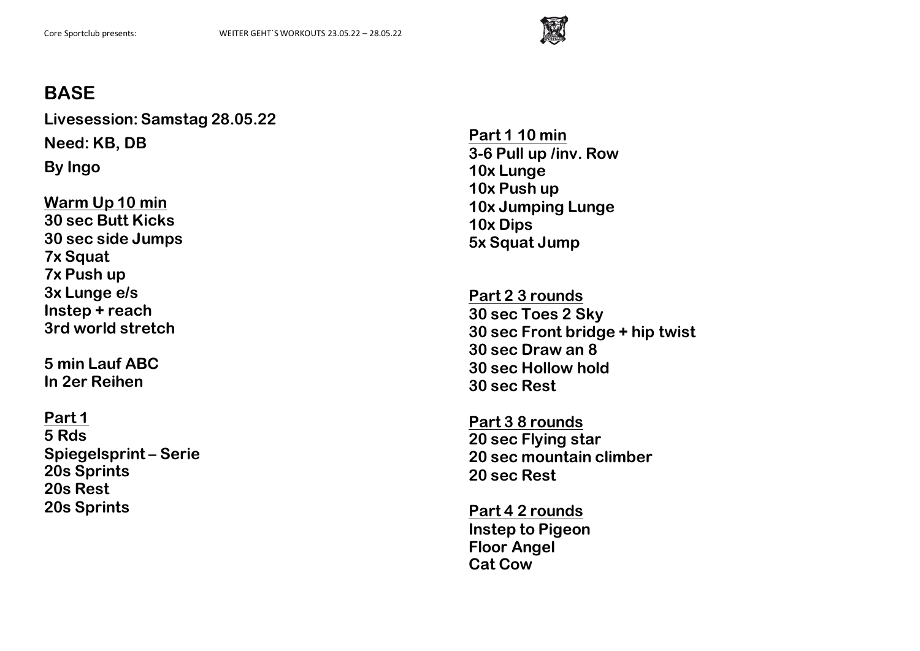## BASE

**Livesession: Samstag 28.05.22**

**Need: KB, DB**

**By Ingo**

**Warm Up 10 min**
**30 sec Butt Kicks**
**30 sec side Jumps**
**7x Squat**
**7x Push up**
**3x Lunge e/s**
**Instep + reach**
**3rd world stretch**

**5 min Lauf ABC**
**In 2er Reihen**

**Part 1**
**5 Rds**
**Spiegelsprint – Serie**
**20s Sprints**
**20s Rest**
**20s Sprints**

**Part 1 10 min**
**3-6 Pull up /inv. Row**
**10x Lunge**
**10x Push up**
**10x Jumping Lunge**
**10x Dips**
**5x Squat Jump**

**Part 2 3 rounds**
**30 sec Toes 2 Sky**
**30 sec Front bridge + hip twist**
**30 sec Draw an 8**
**30 sec Hollow hold**
**30 sec Rest**

**Part 3 8 rounds**
**20 sec Flying star**
**20 sec mountain climber**
**20 sec Rest**

**Part 4 2 rounds**
**Instep to Pigeon**
**Floor Angel**
**Cat Cow**